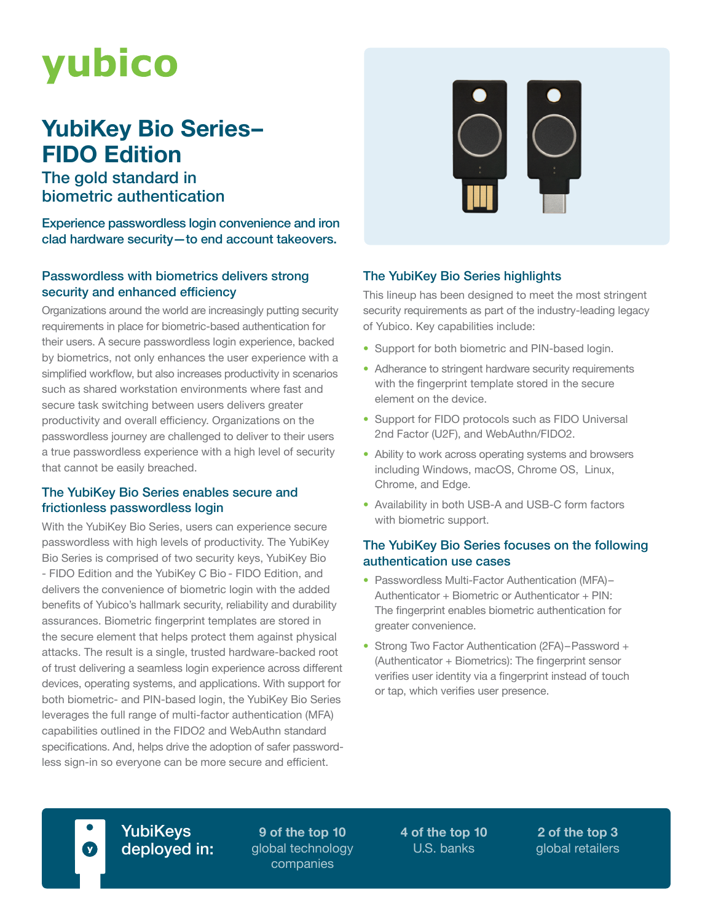yubico

# YubiKey Bio Series–FIDO Edition

## The gold standard in biometric authentication

**Experience passwordless login convenience and iron clad hardware security—to end account takeovers.**

### Passwordless with biometrics delivers strong security and enhanced efficiency

Organizations around the world are increasingly putting security requirements in place for biometric-based authentication for their users. A secure passwordless login experience, backed by biometrics, not only enhances the user experience with a simplified workflow, but also increases productivity in scenarios such as shared workstation environments where fast and secure task switching between users delivers greater productivity and overall efficiency. Organizations on the passwordless journey are challenged to deliver to their users a true passwordless experience with a high level of security that cannot be easily breached.

### The YubiKey Bio Series enables secure and frictionless passwordless login

With the YubiKey Bio Series, users can experience secure passwordless with high levels of productivity. The YubiKey Bio Series is comprised of two security keys, YubiKey Bio - FIDO Edition and the YubiKey C Bio - FIDO Edition, and delivers the convenience of biometric login with the added benefits of Yubico's hallmark security, reliability and durability assurances. Biometric fingerprint templates are stored in the secure element that helps protect them against physical attacks. The result is a single, trusted hardware-backed root of trust delivering a seamless login experience across different devices, operating systems, and applications. With support for both biometric- and PIN-based login, the YubiKey Bio Series leverages the full range of multi-factor authentication (MFA) capabilities outlined in the FIDO2 and WebAuthn standard specifications. And, helps drive the adoption of safer password-less sign-in so everyone can be more secure and efficient.

### The YubiKey Bio Series highlights

This lineup has been designed to meet the most stringent security requirements as part of the industry-leading legacy of Yubico. Key capabilities include:

- Support for both biometric and PIN-based login.
- Adherance to stringent hardware security requirements with the fingerprint template stored in the secure element on the device.
- Support for FIDO protocols such as FIDO Universal 2nd Factor (U2F), and WebAuthn/FIDO2.
- Ability to work across operating systems and browsers including Windows, macOS, Chrome OS, Linux, Chrome, and Edge.
- Availability in both USB-A and USB-C form factors with biometric support.

### The YubiKey Bio Series focuses on the following authentication use cases

- Passwordless Multi-Factor Authentication (MFA)–Authenticator + Biometric or Authenticator + PIN: The fingerprint enables biometric authentication for greater convenience.
- Strong Two Factor Authentication (2FA)–Password + (Authenticator + Biometrics): The fingerprint sensor verifies user identity via a fingerprint instead of touch or tap, which verifies user presence.

**YubiKeys deployed in:**

**9 of the top 10** global technology companies

**4 of the top 10** U.S. banks

**2 of the top 3** global retailers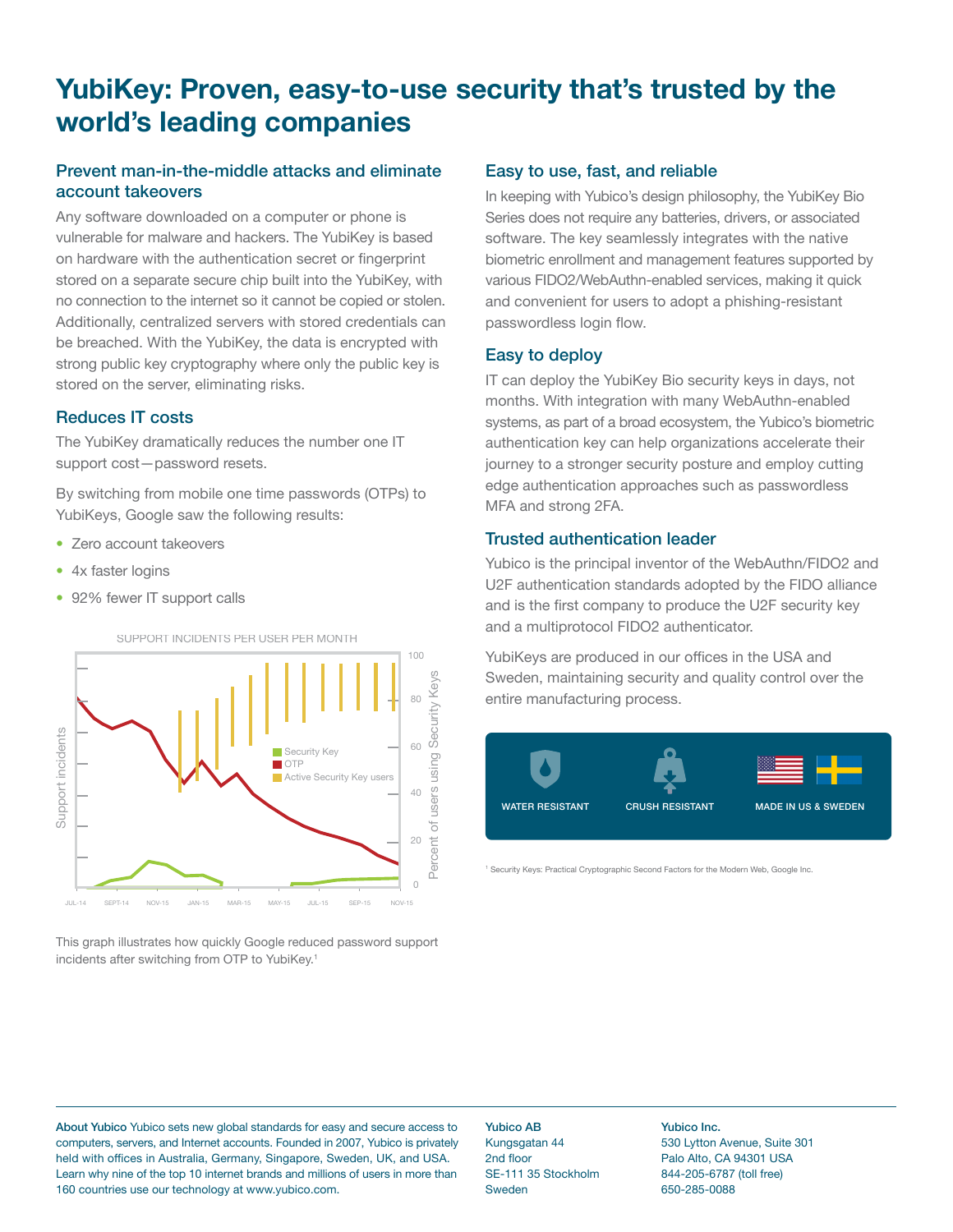# YubiKey: Proven, easy-to-use security that's trusted by the world's leading companies

## Prevent man-in-the-middle attacks and eliminate account takeovers

Any software downloaded on a computer or phone is vulnerable for malware and hackers. The YubiKey is based on hardware with the authentication secret or fingerprint stored on a separate secure chip built into the YubiKey, with no connection to the internet so it cannot be copied or stolen. Additionally, centralized servers with stored credentials can be breached. With the YubiKey, the data is encrypted with strong public key cryptography where only the public key is stored on the server, eliminating risks.

## Reduces IT costs

The YubiKey dramatically reduces the number one IT support cost—password resets.

By switching from mobile one time passwords (OTPs) to YubiKeys, Google saw the following results:

- Zero account takeovers
- 4x faster logins
- 92% fewer IT support calls

SUPPORT INCIDENTS PER USER PER MONTH

Support incidents

Percent of users using Security Keys

100
80
60
40
20
0

Security Key
OTP
Active Security Key users

JUL-14 SEPT-14 NOV-15 JAN-15 MAR-15 MAY-15 JUL-15 SEP-15 NOV-15

This graph illustrates how quickly Google reduced password support incidents after switching from OTP to YubiKey.[1]

## Easy to use, fast, and reliable

In keeping with Yubico's design philosophy, the YubiKey Bio Series does not require any batteries, drivers, or associated software. The key seamlessly integrates with the native biometric enrollment and management features supported by various FIDO2/WebAuthn-enabled services, making it quick and convenient for users to adopt a phishing-resistant passwordless login flow.

## Easy to deploy

IT can deploy the YubiKey Bio security keys in days, not months. With integration with many WebAuthn-enabled systems, as part of a broad ecosystem, the Yubico's biometric authentication key can help organizations accelerate their journey to a stronger security posture and employ cutting edge authentication approaches such as passwordless MFA and strong 2FA.

## Trusted authentication leader

Yubico is the principal inventor of the WebAuthn/FIDO2 and U2F authentication standards adopted by the FIDO alliance and is the first company to produce the U2F security key and a multiprotocol FIDO2 authenticator.

YubiKeys are produced in our offices in the USA and Sweden, maintaining security and quality control over the entire manufacturing process.

WATER RESISTANT

CRUSH RESISTANT

MADE IN US & SWEDEN

[1] Security Keys: Practical Cryptographic Second Factors for the Modern Web, Google Inc.

**About Yubico** Yubico sets new global standards for easy and secure access to computers, servers, and Internet accounts. Founded in 2007, Yubico is privately held with offices in Australia, Germany, Singapore, Sweden, UK, and USA. Learn why nine of the top 10 internet brands and millions of users in more than 160 countries use our technology at www.yubico.com.

**Yubico AB**
Kungsgatan 44
2nd floor
SE-111 35 Stockholm
Sweden

**Yubico Inc.**
530 Lytton Avenue, Suite 301
Palo Alto, CA 94301 USA
844-205-6787 (toll free)
650-285-0088